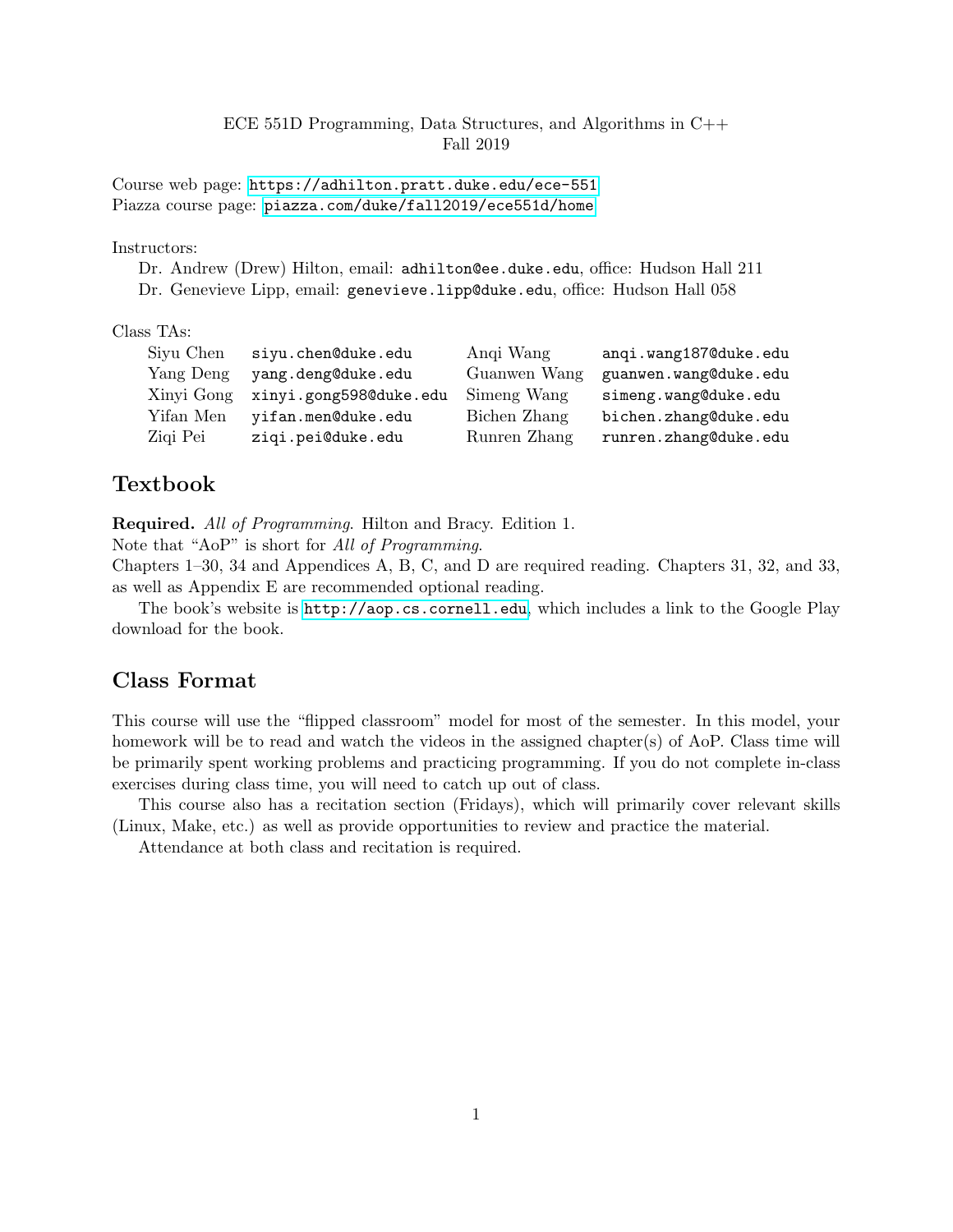ECE 551D Programming, Data Structures, and Algorithms in C++
Fall 2019

Course web page: https://adhilton.pratt.duke.edu/ece-551
Piazza course page: piazza.com/duke/fall2019/ece551d/home

Instructors:

Dr. Andrew (Drew) Hilton, email: `adhilton@ee.duke.edu`, office: Hudson Hall 211
Dr. Genevieve Lipp, email: `genevieve.lipp@duke.edu`, office: Hudson Hall 058

Class TAs:

| | | | |
|---|---|---|---|
| Siyu Chen | `siyu.chen@duke.edu` | Anqi Wang | `anqi.wang187@duke.edu` |
| Yang Deng | `yang.deng@duke.edu` | Guanwen Wang | `guanwen.wang@duke.edu` |
| Xinyi Gong | `xinyi.gong598@duke.edu` | Simeng Wang | `simeng.wang@duke.edu` |
| Yifan Men | `yifan.men@duke.edu` | Bichen Zhang | `bichen.zhang@duke.edu` |
| Ziqi Pei | `ziqi.pei@duke.edu` | Runren Zhang | `runren.zhang@duke.edu` |

## Textbook

**Required.** *All of Programming.* Hilton and Bracy. Edition 1.
Note that "AoP" is short for *All of Programming.*
Chapters 1–30, 34 and Appendices A, B, C, and D are required reading. Chapters 31, 32, and 33, as well as Appendix E are recommended optional reading.

The book's website is http://aop.cs.cornell.edu, which includes a link to the Google Play download for the book.

## Class Format

This course will use the "flipped classroom" model for most of the semester. In this model, your homework will be to read and watch the videos in the assigned chapter(s) of AoP. Class time will be primarily spent working problems and practicing programming. If you do not complete in-class exercises during class time, you will need to catch up out of class.

This course also has a recitation section (Fridays), which will primarily cover relevant skills (Linux, Make, etc.) as well as provide opportunities to review and practice the material.

Attendance at both class and recitation is required.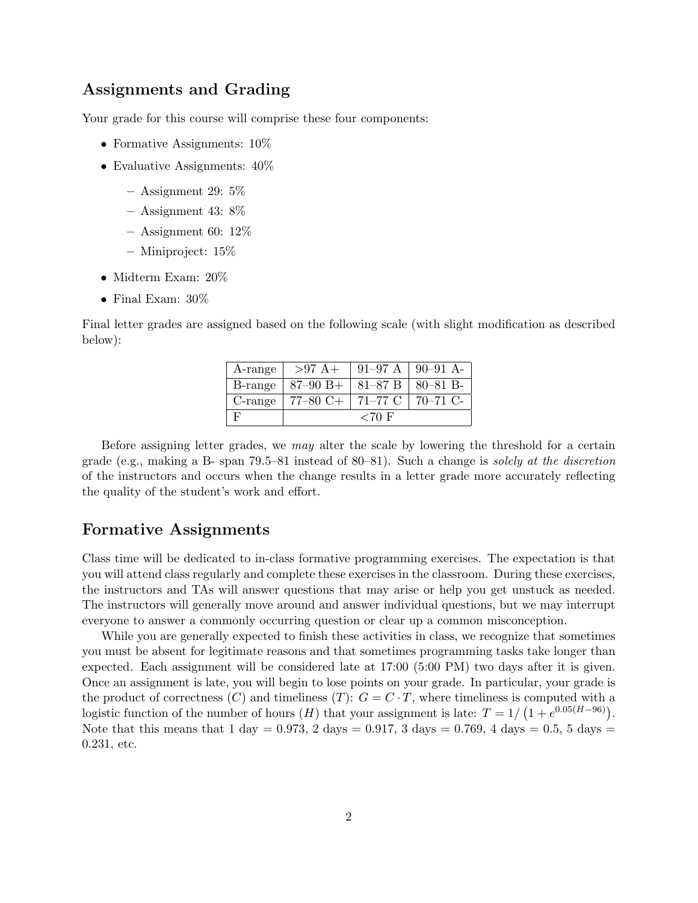## Assignments and Grading

Your grade for this course will comprise these four components:

- Formative Assignments: 10%
- Evaluative Assignments: 40%
  - Assignment 29: 5%
  - Assignment 43: 8%
  - Assignment 60: 12%
  - Miniproject: 15%
- Midterm Exam: 20%
- Final Exam: 30%

Final letter grades are assigned based on the following scale (with slight modification as described below):

| A-range | >97 A+ | 91–97 A | 90–91 A- |
|---|---|---|---|
| B-range | 87–90 B+ | 81–87 B | 80–81 B- |
| C-range | 77–80 C+ | 71–77 C | 70–71 C- |
| F | <70 F | | |

Before assigning letter grades, we *may* alter the scale by lowering the threshold for a certain grade (e.g., making a B- span 79.5–81 instead of 80–81). Such a change is *solely at the discretion* of the instructors and occurs when the change results in a letter grade more accurately reflecting the quality of the student's work and effort.

## Formative Assignments

Class time will be dedicated to in-class formative programming exercises. The expectation is that you will attend class regularly and complete these exercises in the classroom. During these exercises, the instructors and TAs will answer questions that may arise or help you get unstuck as needed. The instructors will generally move around and answer individual questions, but we may interrupt everyone to answer a commonly occurring question or clear up a common misconception.

While you are generally expected to finish these activities in class, we recognize that sometimes you must be absent for legitimate reasons and that sometimes programming tasks take longer than expected. Each assignment will be considered late at 17:00 (5:00 PM) two days after it is given. Once an assignment is late, you will begin to lose points on your grade. In particular, your grade is the product of correctness ($C$) and timeliness ($T$): $G = C \cdot T$, where timeliness is computed with a logistic function of the number of hours ($H$) that your assignment is late: $T = 1/\left(1 + e^{0.05(H-96)}\right)$. Note that this means that 1 day = 0.973, 2 days = 0.917, 3 days = 0.769, 4 days = 0.5, 5 days = 0.231, etc.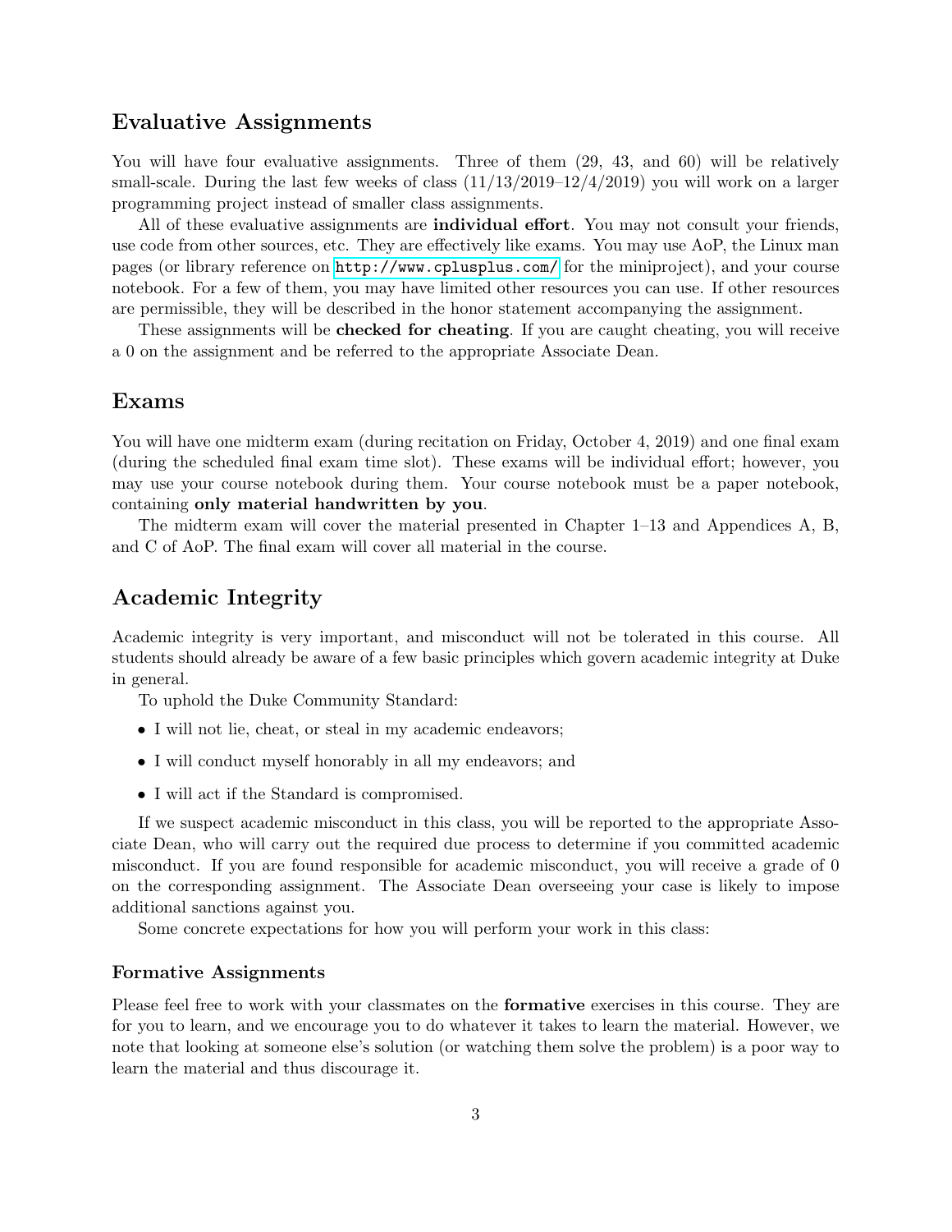## Evaluative Assignments

You will have four evaluative assignments. Three of them (29, 43, and 60) will be relatively small-scale. During the last few weeks of class (11/13/2019–12/4/2019) you will work on a larger programming project instead of smaller class assignments.

All of these evaluative assignments are **individual effort**. You may not consult your friends, use code from other sources, etc. They are effectively like exams. You may use AoP, the Linux man pages (or library reference on http://www.cplusplus.com/ for the miniproject), and your course notebook. For a few of them, you may have limited other resources you can use. If other resources are permissible, they will be described in the honor statement accompanying the assignment.

These assignments will be **checked for cheating**. If you are caught cheating, you will receive a 0 on the assignment and be referred to the appropriate Associate Dean.

## Exams

You will have one midterm exam (during recitation on Friday, October 4, 2019) and one final exam (during the scheduled final exam time slot). These exams will be individual effort; however, you may use your course notebook during them. Your course notebook must be a paper notebook, containing **only material handwritten by you**.

The midterm exam will cover the material presented in Chapter 1–13 and Appendices A, B, and C of AoP. The final exam will cover all material in the course.

## Academic Integrity

Academic integrity is very important, and misconduct will not be tolerated in this course. All students should already be aware of a few basic principles which govern academic integrity at Duke in general.

To uphold the Duke Community Standard:

- I will not lie, cheat, or steal in my academic endeavors;
- I will conduct myself honorably in all my endeavors; and
- I will act if the Standard is compromised.

If we suspect academic misconduct in this class, you will be reported to the appropriate Associate Dean, who will carry out the required due process to determine if you committed academic misconduct. If you are found responsible for academic misconduct, you will receive a grade of 0 on the corresponding assignment. The Associate Dean overseeing your case is likely to impose additional sanctions against you.

Some concrete expectations for how you will perform your work in this class:

### Formative Assignments

Please feel free to work with your classmates on the **formative** exercises in this course. They are for you to learn, and we encourage you to do whatever it takes to learn the material. However, we note that looking at someone else's solution (or watching them solve the problem) is a poor way to learn the material and thus discourage it.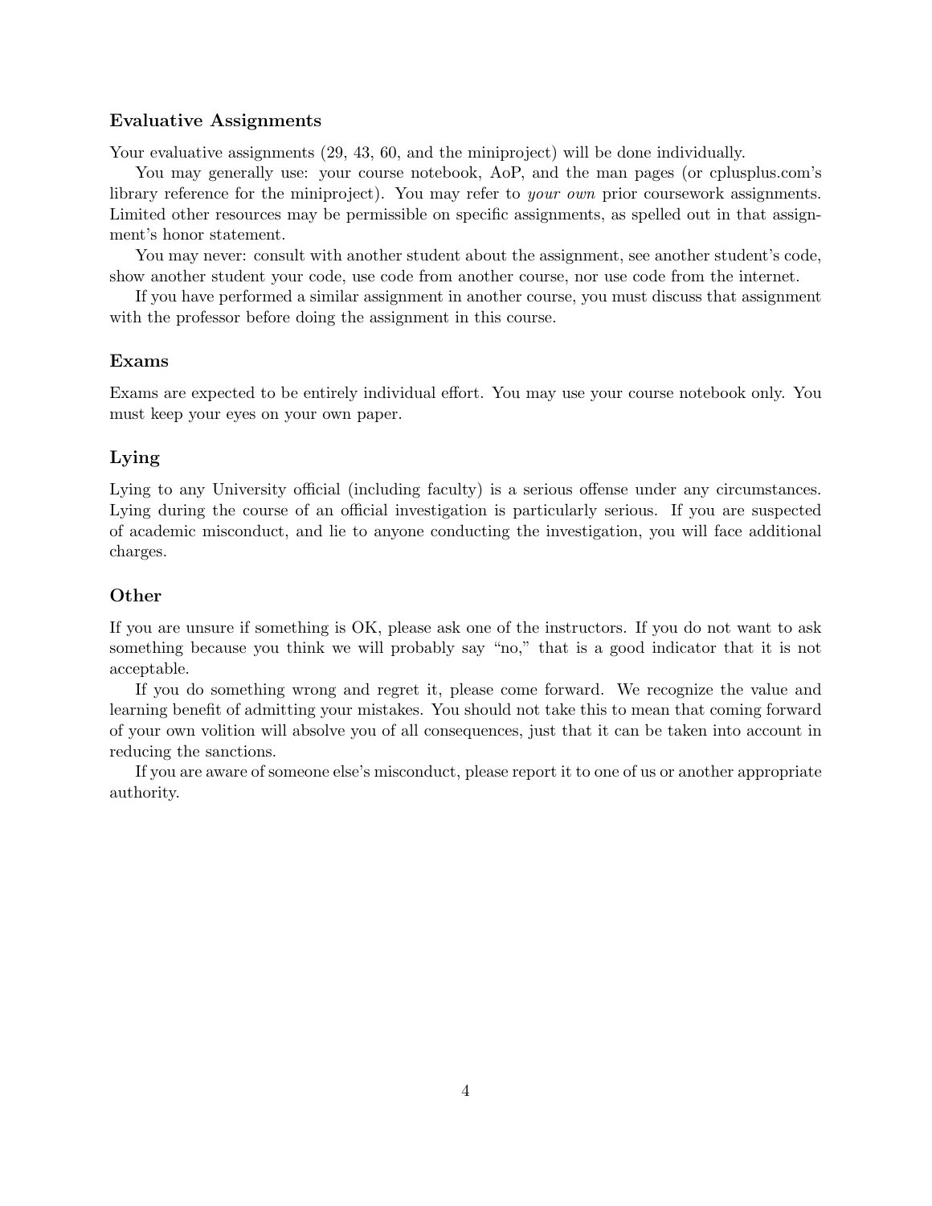### Evaluative Assignments

Your evaluative assignments (29, 43, 60, and the miniproject) will be done individually.

You may generally use: your course notebook, AoP, and the man pages (or cplusplus.com's library reference for the miniproject). You may refer to *your own* prior coursework assignments. Limited other resources may be permissible on specific assignments, as spelled out in that assignment's honor statement.

You may never: consult with another student about the assignment, see another student's code, show another student your code, use code from another course, nor use code from the internet.

If you have performed a similar assignment in another course, you must discuss that assignment with the professor before doing the assignment in this course.

### Exams

Exams are expected to be entirely individual effort. You may use your course notebook only. You must keep your eyes on your own paper.

### Lying

Lying to any University official (including faculty) is a serious offense under any circumstances. Lying during the course of an official investigation is particularly serious. If you are suspected of academic misconduct, and lie to anyone conducting the investigation, you will face additional charges.

### Other

If you are unsure if something is OK, please ask one of the instructors. If you do not want to ask something because you think we will probably say "no," that is a good indicator that it is not acceptable.

If you do something wrong and regret it, please come forward. We recognize the value and learning benefit of admitting your mistakes. You should not take this to mean that coming forward of your own volition will absolve you of all consequences, just that it can be taken into account in reducing the sanctions.

If you are aware of someone else's misconduct, please report it to one of us or another appropriate authority.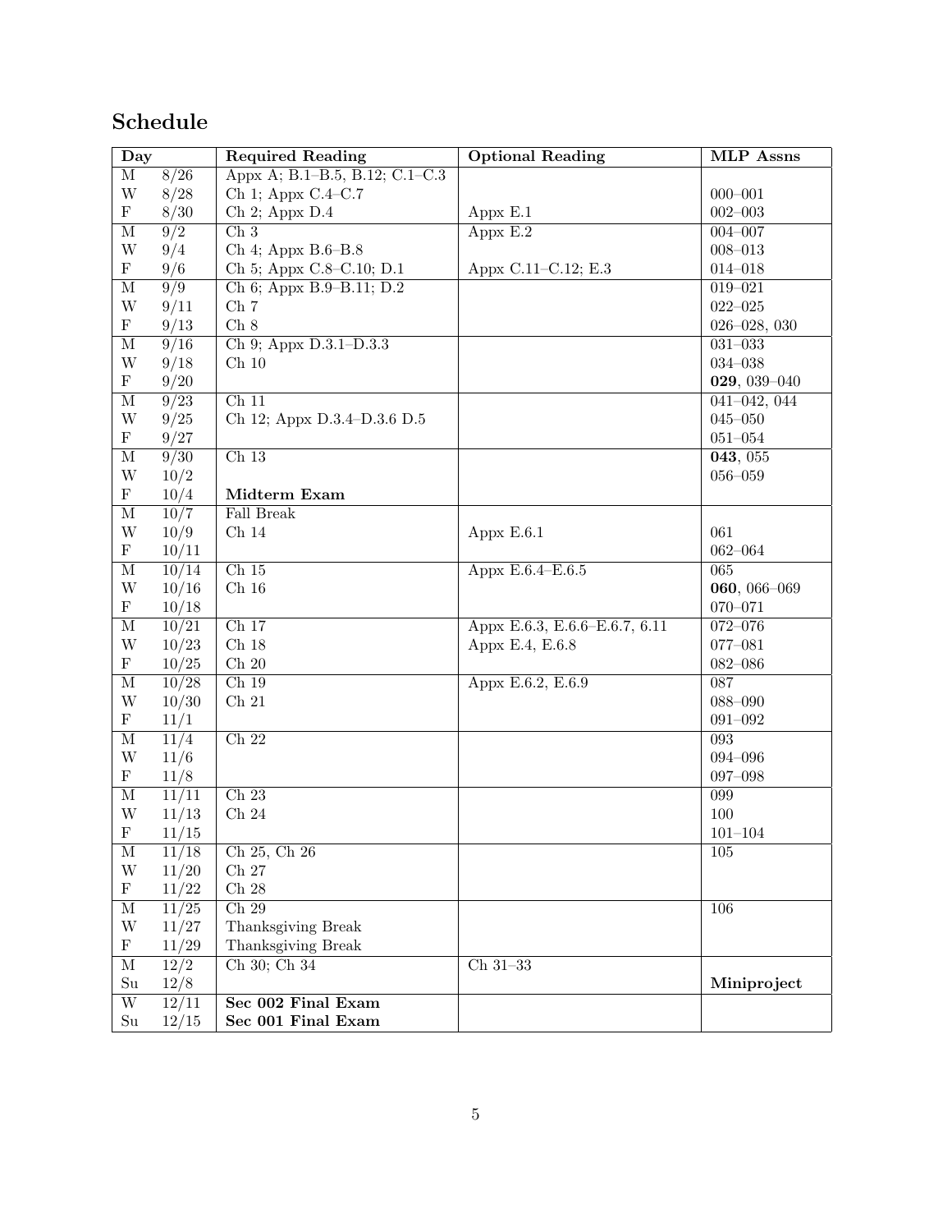## Schedule

| Day | | Required Reading | Optional Reading | MLP Assns |
|---|---|---|---|---|
| M | 8/26 | Appx A; B.1–B.5, B.12; C.1–C.3 | | |
| W | 8/28 | Ch 1; Appx C.4–C.7 | | 000–001 |
| F | 8/30 | Ch 2; Appx D.4 | Appx E.1 | 002–003 |
| M | 9/2 | Ch 3 | Appx E.2 | 004–007 |
| W | 9/4 | Ch 4; Appx B.6–B.8 | | 008–013 |
| F | 9/6 | Ch 5; Appx C.8–C.10; D.1 | Appx C.11–C.12; E.3 | 014–018 |
| M | 9/9 | Ch 6; Appx B.9–B.11; D.2 | | 019–021 |
| W | 9/11 | Ch 7 | | 022–025 |
| F | 9/13 | Ch 8 | | 026–028, 030 |
| M | 9/16 | Ch 9; Appx D.3.1–D.3.3 | | 031–033 |
| W | 9/18 | Ch 10 | | 034–038 |
| F | 9/20 | | | **029**, 039–040 |
| M | 9/23 | Ch 11 | | 041–042, 044 |
| W | 9/25 | Ch 12; Appx D.3.4–D.3.6 D.5 | | 045–050 |
| F | 9/27 | | | 051–054 |
| M | 9/30 | Ch 13 | | **043**, 055 |
| W | 10/2 | | | 056–059 |
| F | 10/4 | **Midterm Exam** | | |
| M | 10/7 | Fall Break | | |
| W | 10/9 | Ch 14 | Appx E.6.1 | 061 |
| F | 10/11 | | | 062–064 |
| M | 10/14 | Ch 15 | Appx E.6.4–E.6.5 | 065 |
| W | 10/16 | Ch 16 | | **060**, 066–069 |
| F | 10/18 | | | 070–071 |
| M | 10/21 | Ch 17 | Appx E.6.3, E.6.6–E.6.7, 6.11 | 072–076 |
| W | 10/23 | Ch 18 | Appx E.4, E.6.8 | 077–081 |
| F | 10/25 | Ch 20 | | 082–086 |
| M | 10/28 | Ch 19 | Appx E.6.2, E.6.9 | 087 |
| W | 10/30 | Ch 21 | | 088–090 |
| F | 11/1 | | | 091–092 |
| M | 11/4 | Ch 22 | | 093 |
| W | 11/6 | | | 094–096 |
| F | 11/8 | | | 097–098 |
| M | 11/11 | Ch 23 | | 099 |
| W | 11/13 | Ch 24 | | 100 |
| F | 11/15 | | | 101–104 |
| M | 11/18 | Ch 25, Ch 26 | | 105 |
| W | 11/20 | Ch 27 | | |
| F | 11/22 | Ch 28 | | |
| M | 11/25 | Ch 29 | | 106 |
| W | 11/27 | Thanksgiving Break | | |
| F | 11/29 | Thanksgiving Break | | |
| M | 12/2 | Ch 30; Ch 34 | Ch 31–33 | |
| Su | 12/8 | | | **Miniproject** |
| W | 12/11 | **Sec 002 Final Exam** | | |
| Su | 12/15 | **Sec 001 Final Exam** | | |